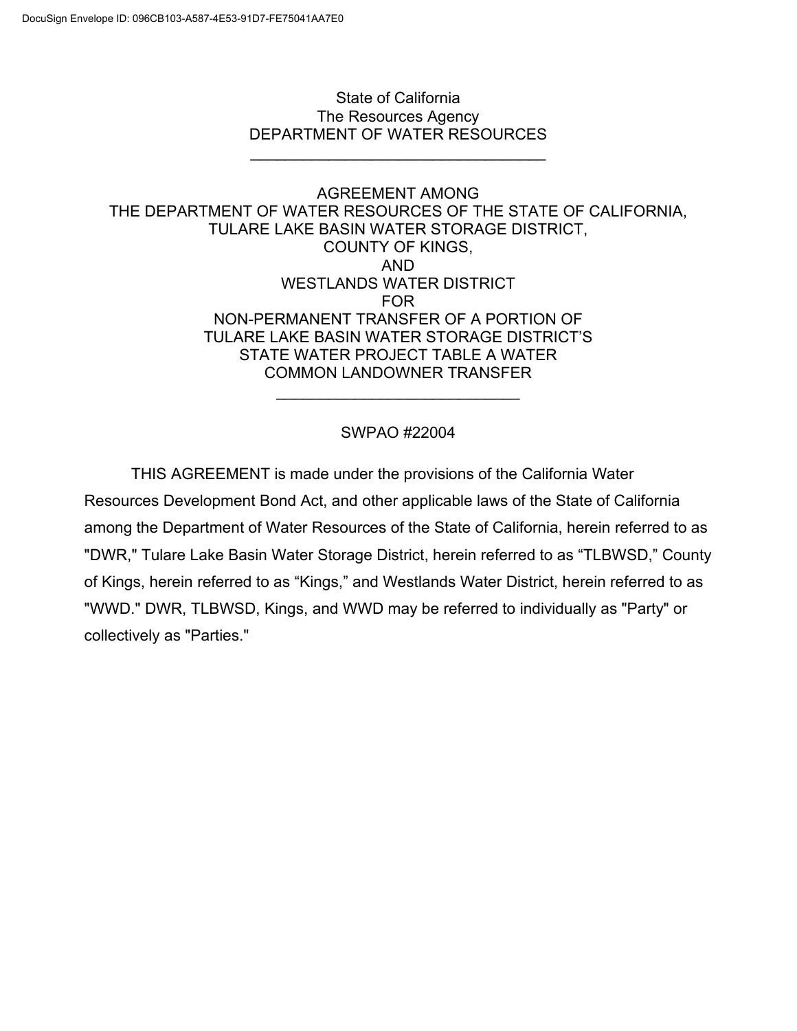State of California
The Resources Agency
DEPARTMENT OF WATER RESOURCES

---

# AGREEMENT AMONG THE DEPARTMENT OF WATER RESOURCES OF THE STATE OF CALIFORNIA, TULARE LAKE BASIN WATER STORAGE DISTRICT, COUNTY OF KINGS, AND WESTLANDS WATER DISTRICT FOR NON-PERMANENT TRANSFER OF A PORTION OF TULARE LAKE BASIN WATER STORAGE DISTRICT'S STATE WATER PROJECT TABLE A WATER COMMON LANDOWNER TRANSFER

---

SWPAO #22004

THIS AGREEMENT is made under the provisions of the California Water Resources Development Bond Act, and other applicable laws of the State of California among the Department of Water Resources of the State of California, herein referred to as "DWR," Tulare Lake Basin Water Storage District, herein referred to as "TLBWSD," County of Kings, herein referred to as "Kings," and Westlands Water District, herein referred to as "WWD." DWR, TLBWSD, Kings, and WWD may be referred to individually as "Party" or collectively as "Parties."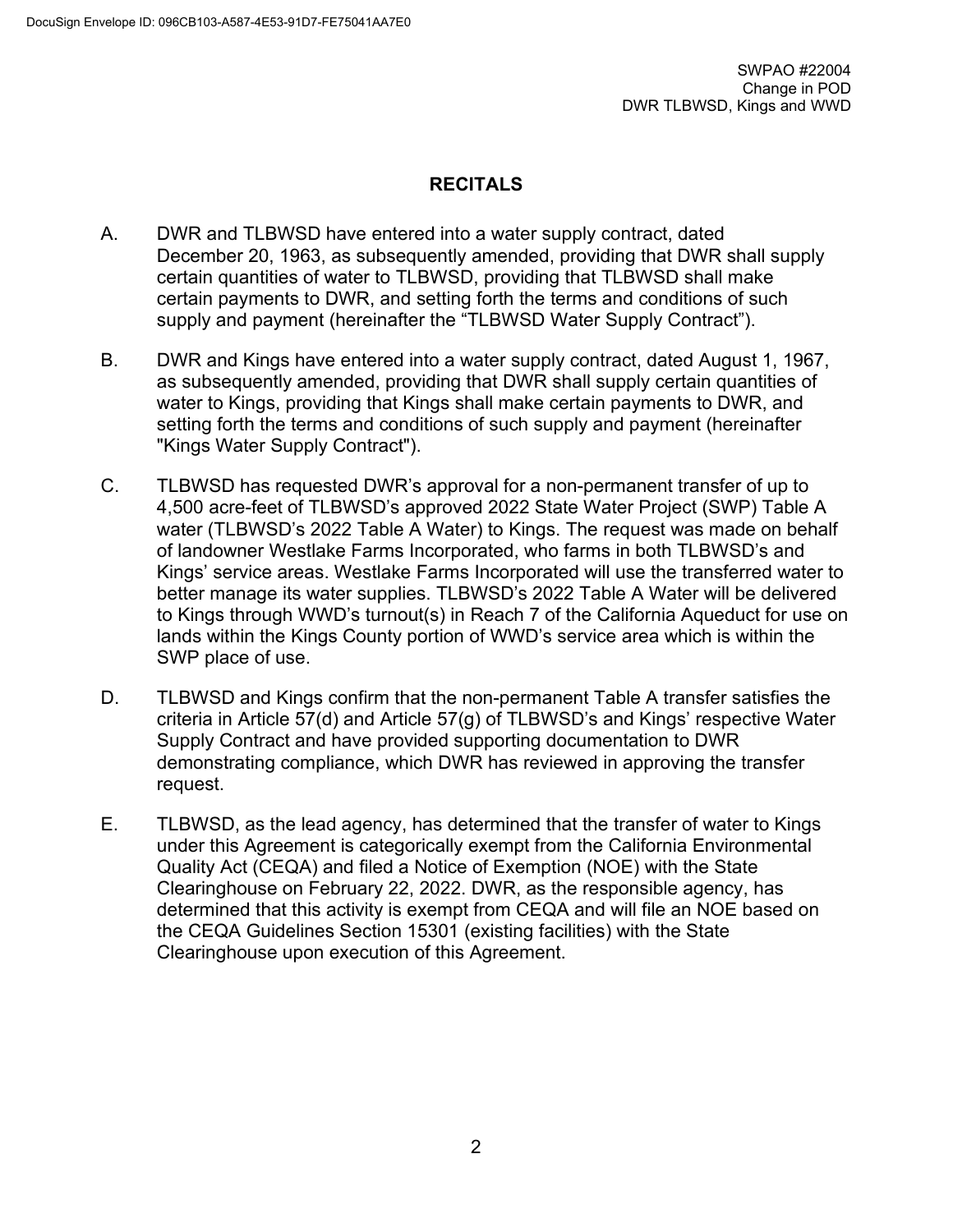## RECITALS

A. DWR and TLBWSD have entered into a water supply contract, dated December 20, 1963, as subsequently amended, providing that DWR shall supply certain quantities of water to TLBWSD, providing that TLBWSD shall make certain payments to DWR, and setting forth the terms and conditions of such supply and payment (hereinafter the "TLBWSD Water Supply Contract").

B. DWR and Kings have entered into a water supply contract, dated August 1, 1967, as subsequently amended, providing that DWR shall supply certain quantities of water to Kings, providing that Kings shall make certain payments to DWR, and setting forth the terms and conditions of such supply and payment (hereinafter "Kings Water Supply Contract").

C. TLBWSD has requested DWR's approval for a non-permanent transfer of up to 4,500 acre-feet of TLBWSD's approved 2022 State Water Project (SWP) Table A water (TLBWSD's 2022 Table A Water) to Kings. The request was made on behalf of landowner Westlake Farms Incorporated, who farms in both TLBWSD's and Kings' service areas. Westlake Farms Incorporated will use the transferred water to better manage its water supplies. TLBWSD's 2022 Table A Water will be delivered to Kings through WWD's turnout(s) in Reach 7 of the California Aqueduct for use on lands within the Kings County portion of WWD's service area which is within the SWP place of use.

D. TLBWSD and Kings confirm that the non-permanent Table A transfer satisfies the criteria in Article 57(d) and Article 57(g) of TLBWSD's and Kings' respective Water Supply Contract and have provided supporting documentation to DWR demonstrating compliance, which DWR has reviewed in approving the transfer request.

E. TLBWSD, as the lead agency, has determined that the transfer of water to Kings under this Agreement is categorically exempt from the California Environmental Quality Act (CEQA) and filed a Notice of Exemption (NOE) with the State Clearinghouse on February 22, 2022. DWR, as the responsible agency, has determined that this activity is exempt from CEQA and will file an NOE based on the CEQA Guidelines Section 15301 (existing facilities) with the State Clearinghouse upon execution of this Agreement.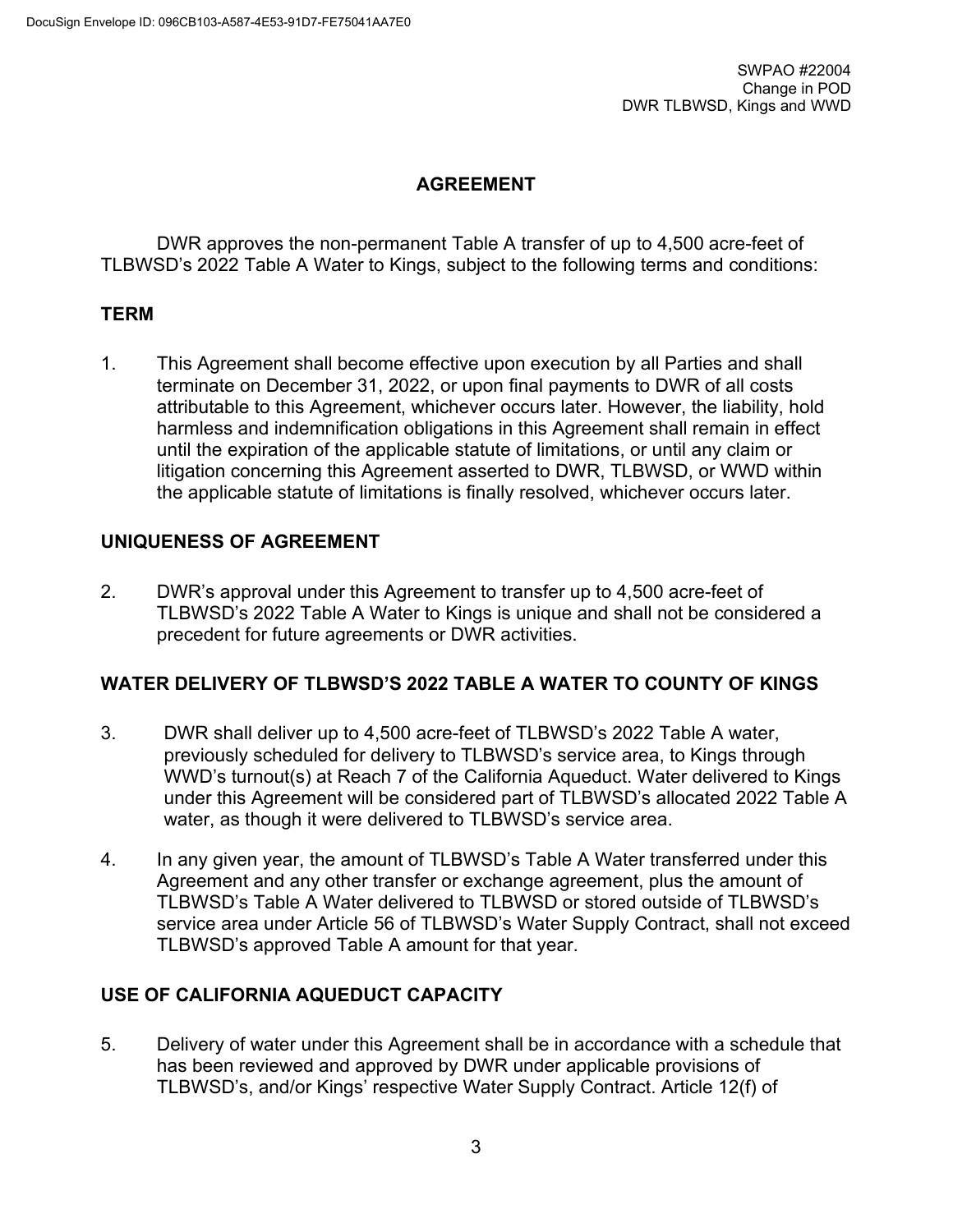SWPAO #22004
Change in POD
DWR TLBWSD, Kings and WWD

## AGREEMENT

DWR approves the non-permanent Table A transfer of up to 4,500 acre-feet of TLBWSD's 2022 Table A Water to Kings, subject to the following terms and conditions:

### TERM

1. This Agreement shall become effective upon execution by all Parties and shall terminate on December 31, 2022, or upon final payments to DWR of all costs attributable to this Agreement, whichever occurs later. However, the liability, hold harmless and indemnification obligations in this Agreement shall remain in effect until the expiration of the applicable statute of limitations, or until any claim or litigation concerning this Agreement asserted to DWR, TLBWSD, or WWD within the applicable statute of limitations is finally resolved, whichever occurs later.

### UNIQUENESS OF AGREEMENT

2. DWR's approval under this Agreement to transfer up to 4,500 acre-feet of TLBWSD's 2022 Table A Water to Kings is unique and shall not be considered a precedent for future agreements or DWR activities.

### WATER DELIVERY OF TLBWSD'S 2022 TABLE A WATER TO COUNTY OF KINGS

3. DWR shall deliver up to 4,500 acre-feet of TLBWSD's 2022 Table A water, previously scheduled for delivery to TLBWSD's service area, to Kings through WWD's turnout(s) at Reach 7 of the California Aqueduct. Water delivered to Kings under this Agreement will be considered part of TLBWSD's allocated 2022 Table A water, as though it were delivered to TLBWSD's service area.

4. In any given year, the amount of TLBWSD's Table A Water transferred under this Agreement and any other transfer or exchange agreement, plus the amount of TLBWSD's Table A Water delivered to TLBWSD or stored outside of TLBWSD's service area under Article 56 of TLBWSD's Water Supply Contract, shall not exceed TLBWSD's approved Table A amount for that year.

### USE OF CALIFORNIA AQUEDUCT CAPACITY

5. Delivery of water under this Agreement shall be in accordance with a schedule that has been reviewed and approved by DWR under applicable provisions of TLBWSD's, and/or Kings' respective Water Supply Contract. Article 12(f) of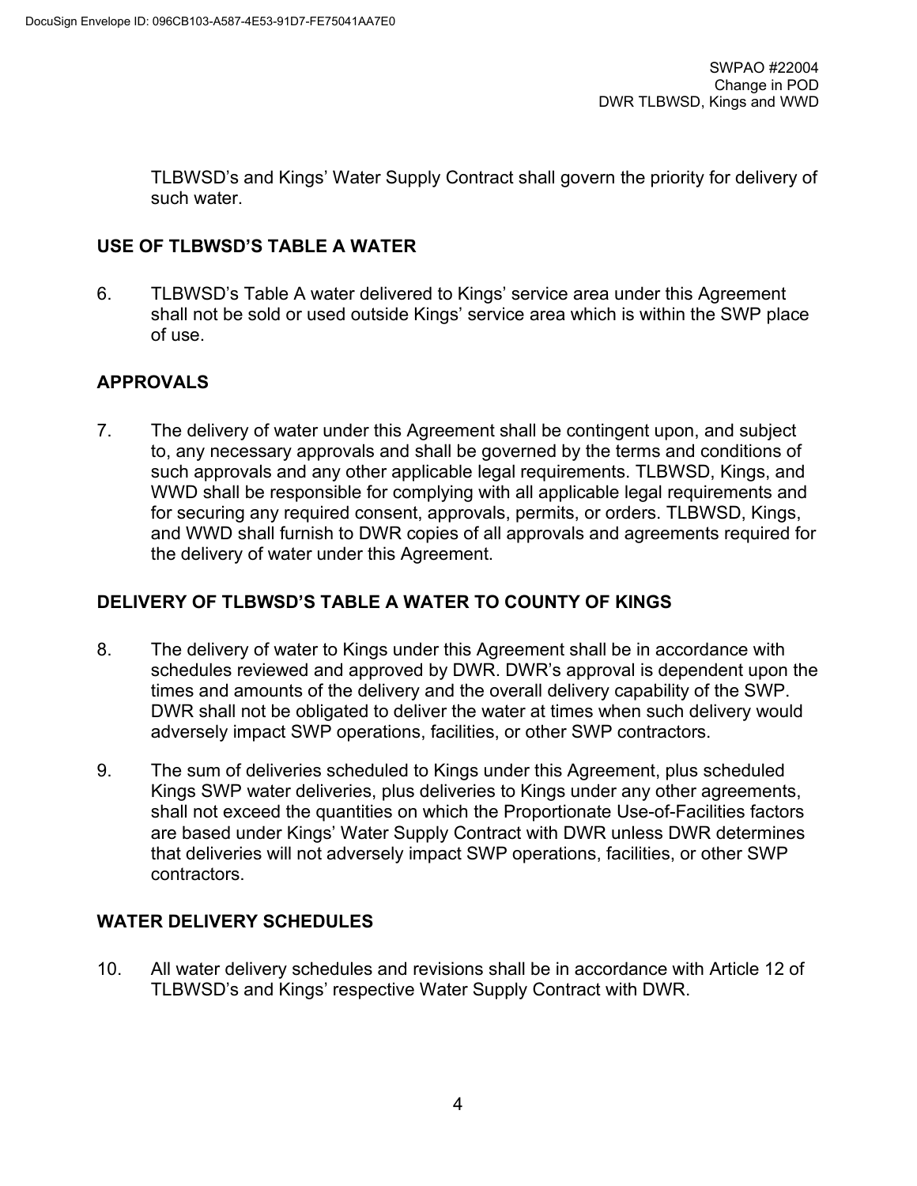TLBWSD's and Kings' Water Supply Contract shall govern the priority for delivery of such water.

## USE OF TLBWSD'S TABLE A WATER

6. TLBWSD's Table A water delivered to Kings' service area under this Agreement shall not be sold or used outside Kings' service area which is within the SWP place of use.

## APPROVALS

7. The delivery of water under this Agreement shall be contingent upon, and subject to, any necessary approvals and shall be governed by the terms and conditions of such approvals and any other applicable legal requirements. TLBWSD, Kings, and WWD shall be responsible for complying with all applicable legal requirements and for securing any required consent, approvals, permits, or orders. TLBWSD, Kings, and WWD shall furnish to DWR copies of all approvals and agreements required for the delivery of water under this Agreement.

## DELIVERY OF TLBWSD'S TABLE A WATER TO COUNTY OF KINGS

8. The delivery of water to Kings under this Agreement shall be in accordance with schedules reviewed and approved by DWR. DWR's approval is dependent upon the times and amounts of the delivery and the overall delivery capability of the SWP. DWR shall not be obligated to deliver the water at times when such delivery would adversely impact SWP operations, facilities, or other SWP contractors.

9. The sum of deliveries scheduled to Kings under this Agreement, plus scheduled Kings SWP water deliveries, plus deliveries to Kings under any other agreements, shall not exceed the quantities on which the Proportionate Use-of-Facilities factors are based under Kings' Water Supply Contract with DWR unless DWR determines that deliveries will not adversely impact SWP operations, facilities, or other SWP contractors.

## WATER DELIVERY SCHEDULES

10. All water delivery schedules and revisions shall be in accordance with Article 12 of TLBWSD's and Kings' respective Water Supply Contract with DWR.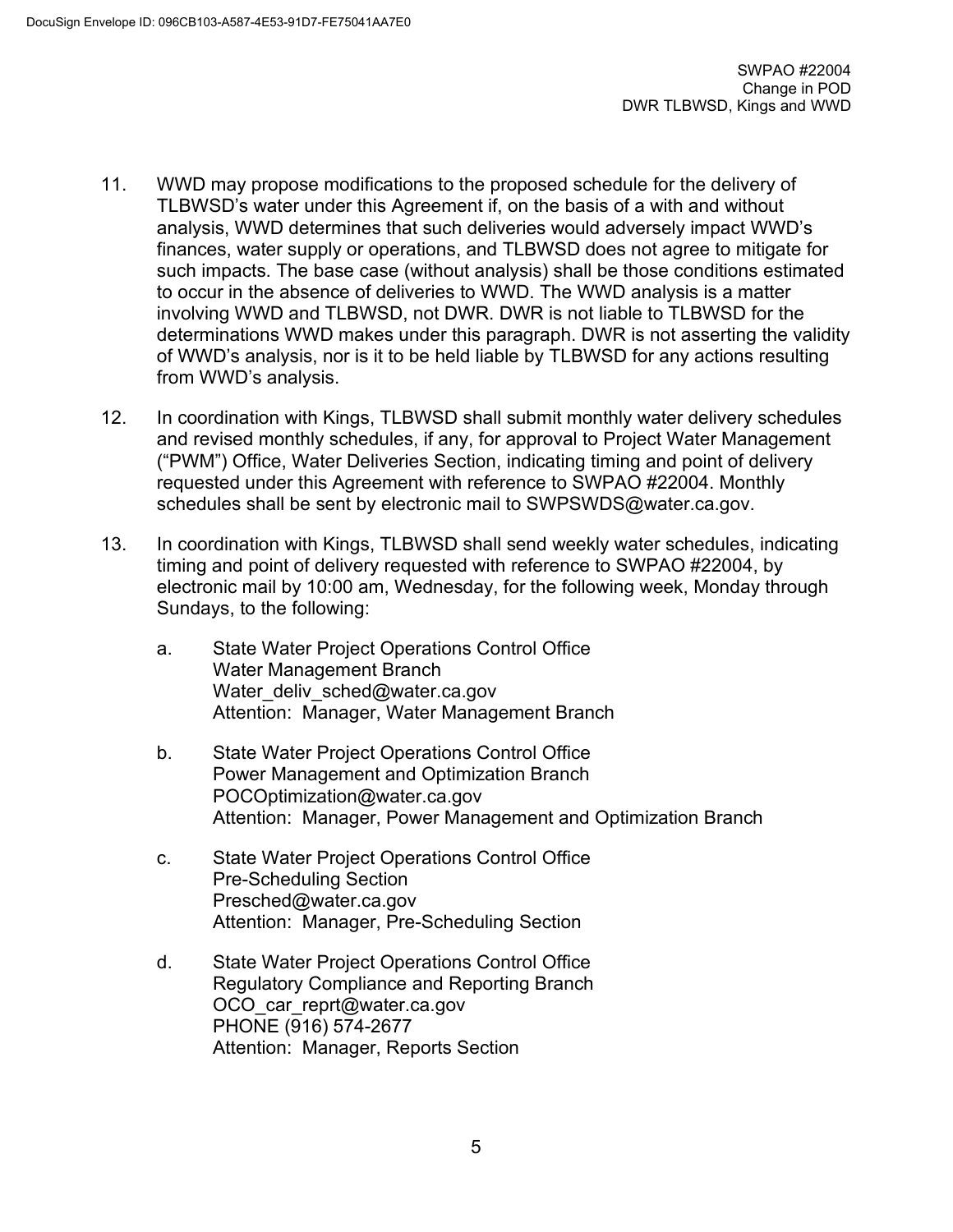11. WWD may propose modifications to the proposed schedule for the delivery of TLBWSD's water under this Agreement if, on the basis of a with and without analysis, WWD determines that such deliveries would adversely impact WWD's finances, water supply or operations, and TLBWSD does not agree to mitigate for such impacts. The base case (without analysis) shall be those conditions estimated to occur in the absence of deliveries to WWD. The WWD analysis is a matter involving WWD and TLBWSD, not DWR. DWR is not liable to TLBWSD for the determinations WWD makes under this paragraph. DWR is not asserting the validity of WWD's analysis, nor is it to be held liable by TLBWSD for any actions resulting from WWD's analysis.

12. In coordination with Kings, TLBWSD shall submit monthly water delivery schedules and revised monthly schedules, if any, for approval to Project Water Management ("PWM") Office, Water Deliveries Section, indicating timing and point of delivery requested under this Agreement with reference to SWPAO #22004. Monthly schedules shall be sent by electronic mail to SWPSWDS@water.ca.gov.

13. In coordination with Kings, TLBWSD shall send weekly water schedules, indicating timing and point of delivery requested with reference to SWPAO #22004, by electronic mail by 10:00 am, Wednesday, for the following week, Monday through Sundays, to the following:

    a. State Water Project Operations Control Office
       Water Management Branch
       Water_deliv_sched@water.ca.gov
       Attention: Manager, Water Management Branch

    b. State Water Project Operations Control Office
       Power Management and Optimization Branch
       POCOptimization@water.ca.gov
       Attention: Manager, Power Management and Optimization Branch

    c. State Water Project Operations Control Office
       Pre-Scheduling Section
       Presched@water.ca.gov
       Attention: Manager, Pre-Scheduling Section

    d. State Water Project Operations Control Office
       Regulatory Compliance and Reporting Branch
       OCO_car_reprt@water.ca.gov
       PHONE (916) 574-2677
       Attention: Manager, Reports Section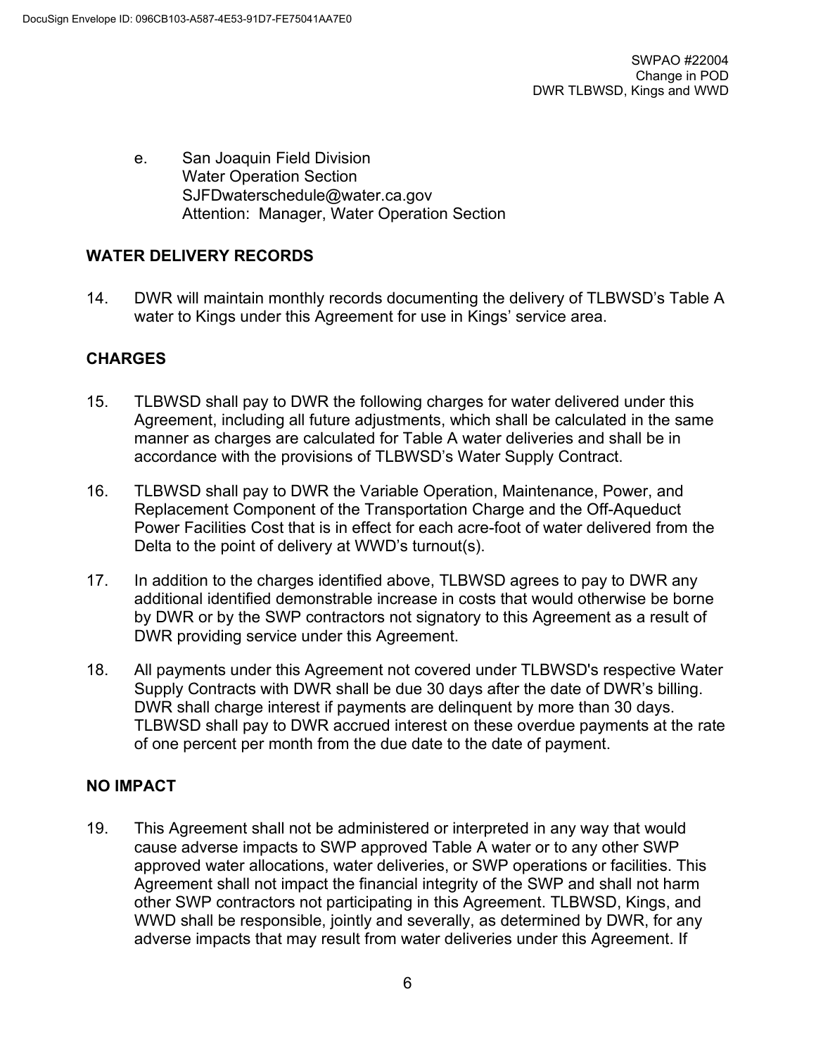e. San Joaquin Field Division
   Water Operation Section
   SJFDwaterschedule@water.ca.gov
   Attention: Manager, Water Operation Section

## WATER DELIVERY RECORDS

14. DWR will maintain monthly records documenting the delivery of TLBWSD's Table A water to Kings under this Agreement for use in Kings' service area.

## CHARGES

15. TLBWSD shall pay to DWR the following charges for water delivered under this Agreement, including all future adjustments, which shall be calculated in the same manner as charges are calculated for Table A water deliveries and shall be in accordance with the provisions of TLBWSD's Water Supply Contract.

16. TLBWSD shall pay to DWR the Variable Operation, Maintenance, Power, and Replacement Component of the Transportation Charge and the Off-Aqueduct Power Facilities Cost that is in effect for each acre-foot of water delivered from the Delta to the point of delivery at WWD's turnout(s).

17. In addition to the charges identified above, TLBWSD agrees to pay to DWR any additional identified demonstrable increase in costs that would otherwise be borne by DWR or by the SWP contractors not signatory to this Agreement as a result of DWR providing service under this Agreement.

18. All payments under this Agreement not covered under TLBWSD's respective Water Supply Contracts with DWR shall be due 30 days after the date of DWR's billing. DWR shall charge interest if payments are delinquent by more than 30 days. TLBWSD shall pay to DWR accrued interest on these overdue payments at the rate of one percent per month from the due date to the date of payment.

## NO IMPACT

19. This Agreement shall not be administered or interpreted in any way that would cause adverse impacts to SWP approved Table A water or to any other SWP approved water allocations, water deliveries, or SWP operations or facilities. This Agreement shall not impact the financial integrity of the SWP and shall not harm other SWP contractors not participating in this Agreement. TLBWSD, Kings, and WWD shall be responsible, jointly and severally, as determined by DWR, for any adverse impacts that may result from water deliveries under this Agreement. If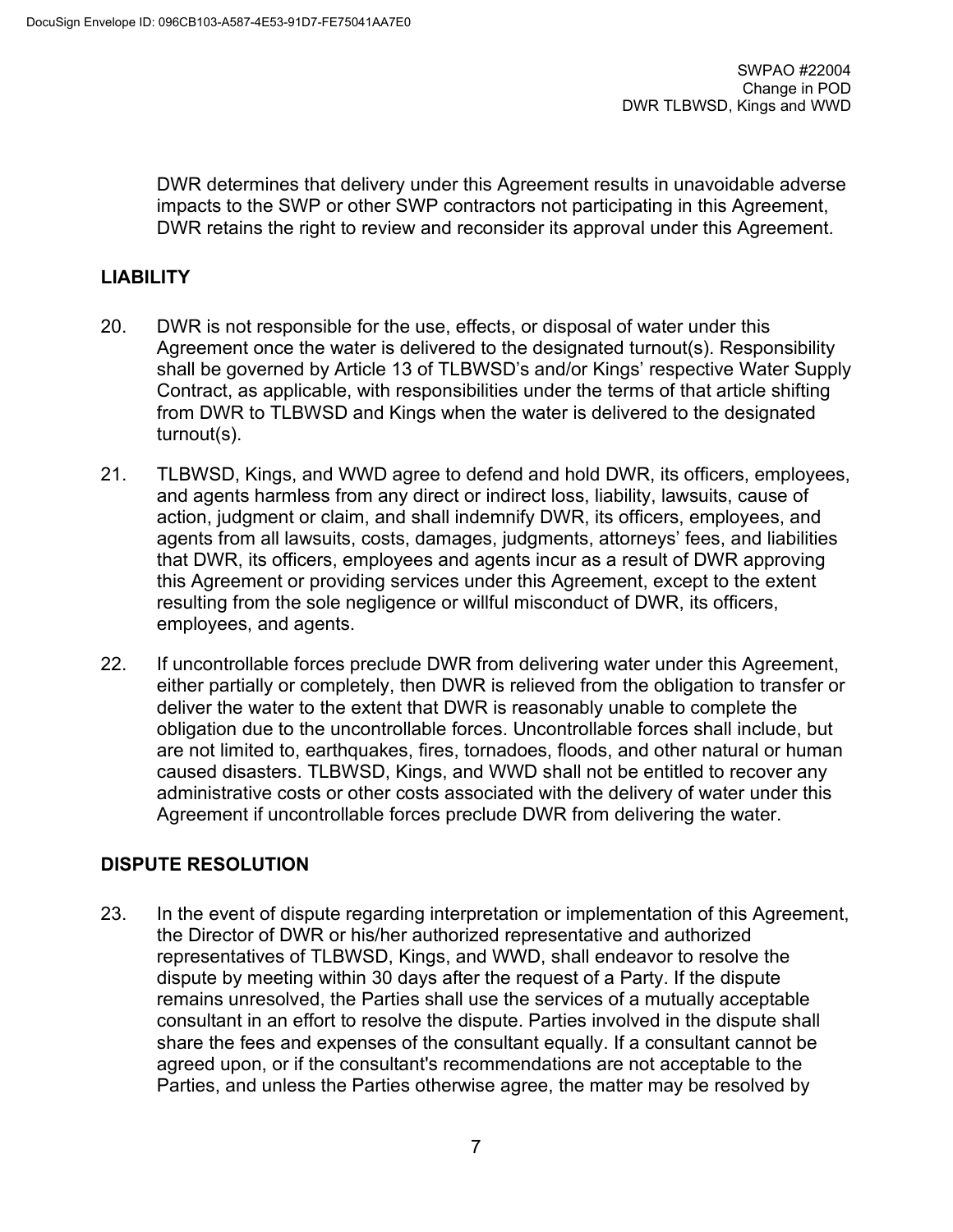DWR determines that delivery under this Agreement results in unavoidable adverse impacts to the SWP or other SWP contractors not participating in this Agreement, DWR retains the right to review and reconsider its approval under this Agreement.

## LIABILITY

20. DWR is not responsible for the use, effects, or disposal of water under this Agreement once the water is delivered to the designated turnout(s). Responsibility shall be governed by Article 13 of TLBWSD's and/or Kings' respective Water Supply Contract, as applicable, with responsibilities under the terms of that article shifting from DWR to TLBWSD and Kings when the water is delivered to the designated turnout(s).

21. TLBWSD, Kings, and WWD agree to defend and hold DWR, its officers, employees, and agents harmless from any direct or indirect loss, liability, lawsuits, cause of action, judgment or claim, and shall indemnify DWR, its officers, employees, and agents from all lawsuits, costs, damages, judgments, attorneys' fees, and liabilities that DWR, its officers, employees and agents incur as a result of DWR approving this Agreement or providing services under this Agreement, except to the extent resulting from the sole negligence or willful misconduct of DWR, its officers, employees, and agents.

22. If uncontrollable forces preclude DWR from delivering water under this Agreement, either partially or completely, then DWR is relieved from the obligation to transfer or deliver the water to the extent that DWR is reasonably unable to complete the obligation due to the uncontrollable forces. Uncontrollable forces shall include, but are not limited to, earthquakes, fires, tornadoes, floods, and other natural or human caused disasters. TLBWSD, Kings, and WWD shall not be entitled to recover any administrative costs or other costs associated with the delivery of water under this Agreement if uncontrollable forces preclude DWR from delivering the water.

## DISPUTE RESOLUTION

23. In the event of dispute regarding interpretation or implementation of this Agreement, the Director of DWR or his/her authorized representative and authorized representatives of TLBWSD, Kings, and WWD, shall endeavor to resolve the dispute by meeting within 30 days after the request of a Party. If the dispute remains unresolved, the Parties shall use the services of a mutually acceptable consultant in an effort to resolve the dispute. Parties involved in the dispute shall share the fees and expenses of the consultant equally. If a consultant cannot be agreed upon, or if the consultant's recommendations are not acceptable to the Parties, and unless the Parties otherwise agree, the matter may be resolved by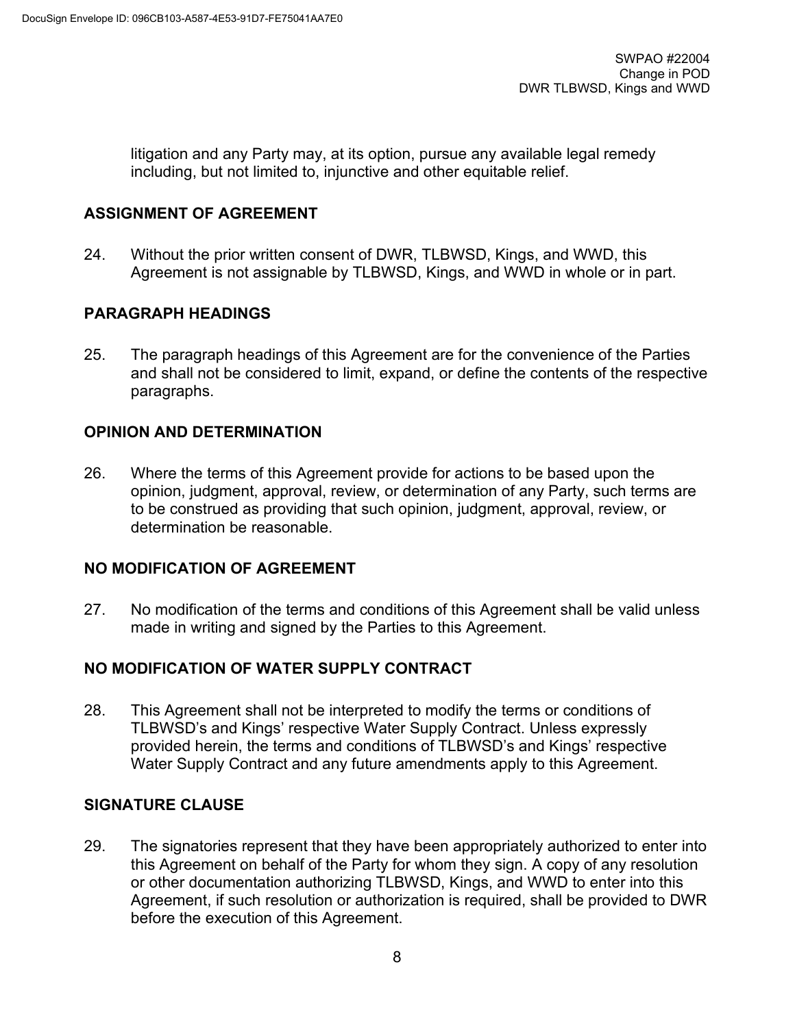litigation and any Party may, at its option, pursue any available legal remedy including, but not limited to, injunctive and other equitable relief.

## ASSIGNMENT OF AGREEMENT

24. Without the prior written consent of DWR, TLBWSD, Kings, and WWD, this Agreement is not assignable by TLBWSD, Kings, and WWD in whole or in part.

## PARAGRAPH HEADINGS

25. The paragraph headings of this Agreement are for the convenience of the Parties and shall not be considered to limit, expand, or define the contents of the respective paragraphs.

## OPINION AND DETERMINATION

26. Where the terms of this Agreement provide for actions to be based upon the opinion, judgment, approval, review, or determination of any Party, such terms are to be construed as providing that such opinion, judgment, approval, review, or determination be reasonable.

## NO MODIFICATION OF AGREEMENT

27. No modification of the terms and conditions of this Agreement shall be valid unless made in writing and signed by the Parties to this Agreement.

## NO MODIFICATION OF WATER SUPPLY CONTRACT

28. This Agreement shall not be interpreted to modify the terms or conditions of TLBWSD's and Kings' respective Water Supply Contract. Unless expressly provided herein, the terms and conditions of TLBWSD's and Kings' respective Water Supply Contract and any future amendments apply to this Agreement.

## SIGNATURE CLAUSE

29. The signatories represent that they have been appropriately authorized to enter into this Agreement on behalf of the Party for whom they sign. A copy of any resolution or other documentation authorizing TLBWSD, Kings, and WWD to enter into this Agreement, if such resolution or authorization is required, shall be provided to DWR before the execution of this Agreement.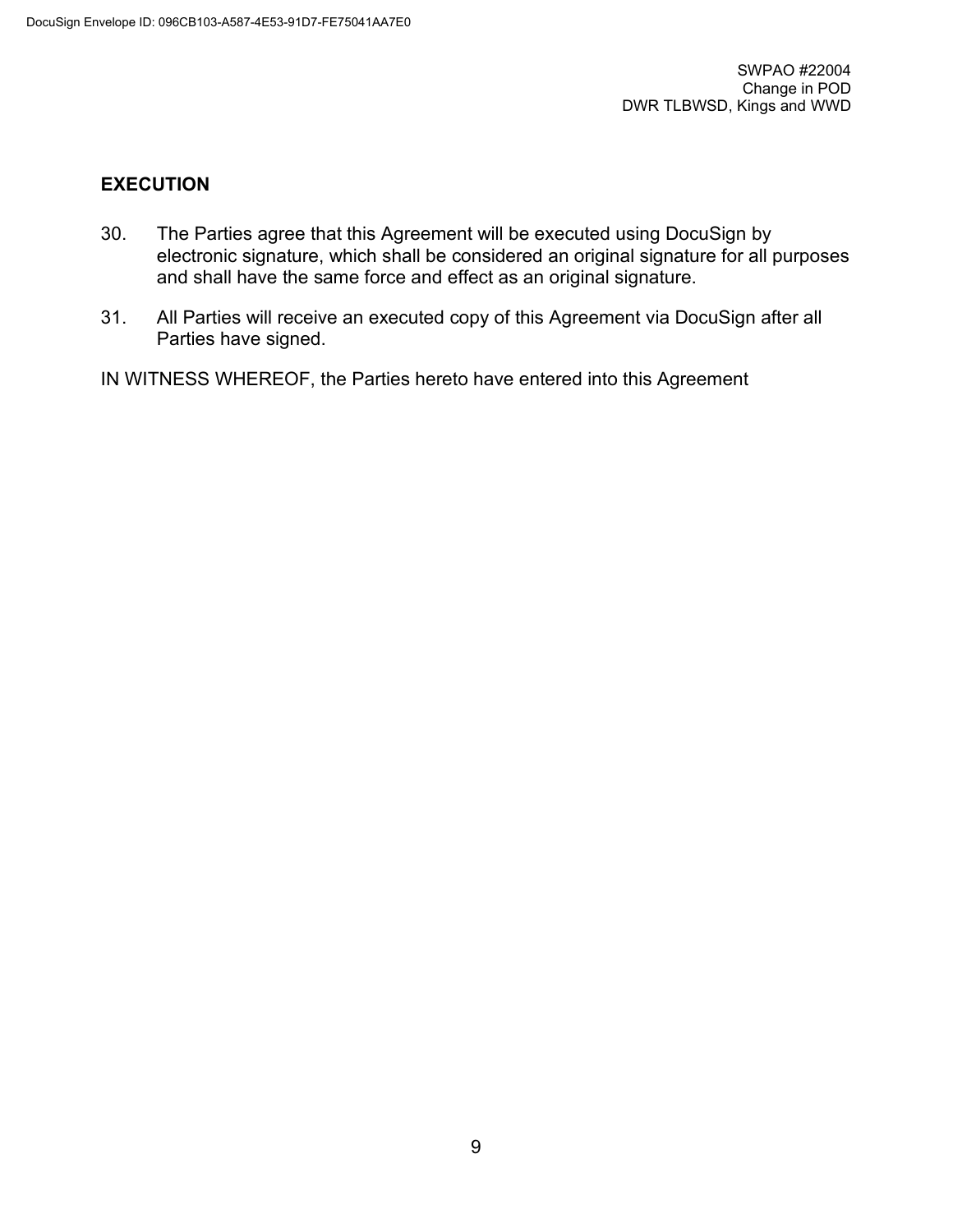## EXECUTION

30. The Parties agree that this Agreement will be executed using DocuSign by electronic signature, which shall be considered an original signature for all purposes and shall have the same force and effect as an original signature.

31. All Parties will receive an executed copy of this Agreement via DocuSign after all Parties have signed.

IN WITNESS WHEREOF, the Parties hereto have entered into this Agreement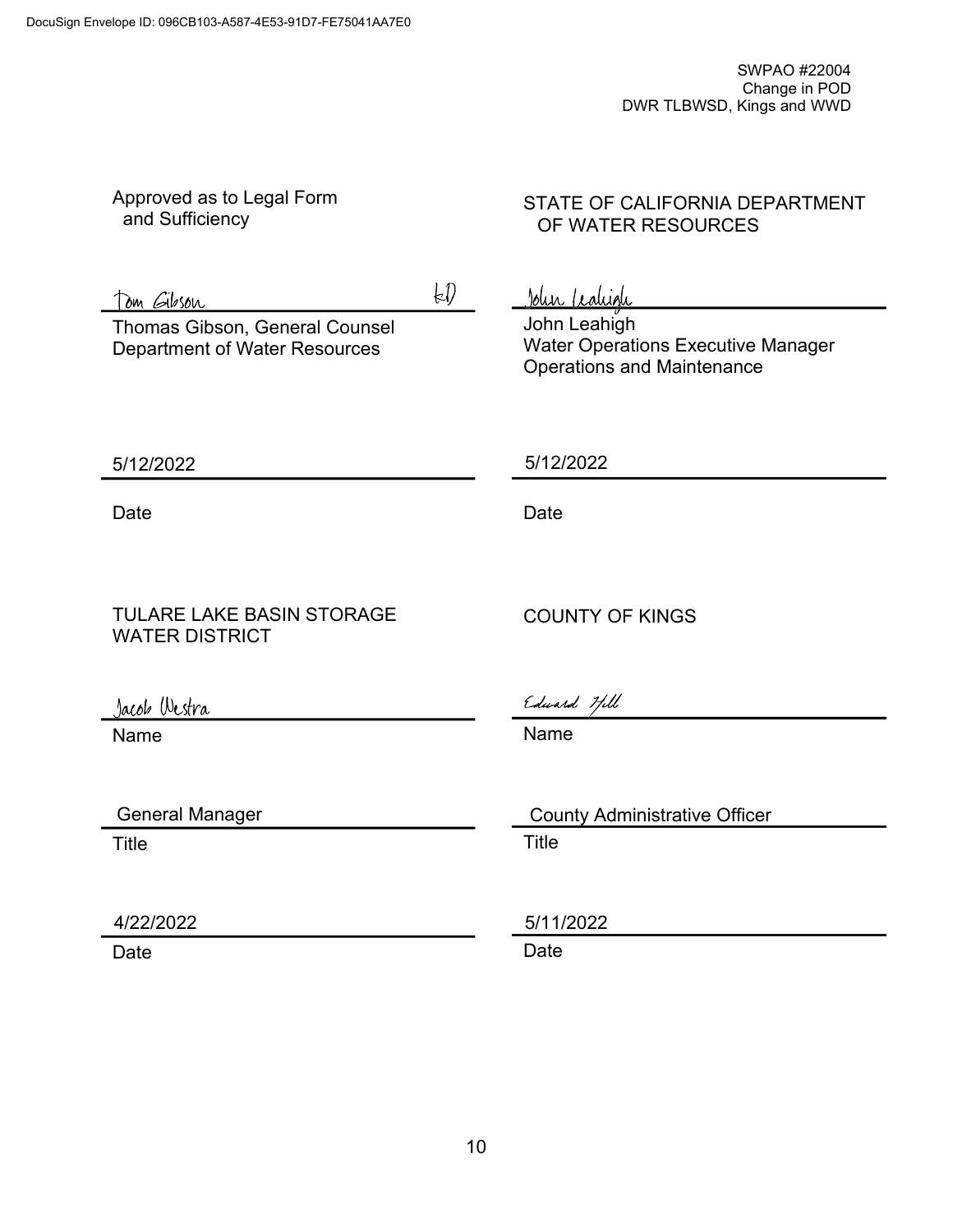SWPAO #22004
Change in POD
DWR TLBWSD, Kings and WWD

Approved as to Legal Form
and Sufficiency

Tom Gibson

Thomas Gibson, General Counsel
Department of Water Resources

5/12/2022

Date

STATE OF CALIFORNIA DEPARTMENT
OF WATER RESOURCES

John Leahigh

John Leahigh
Water Operations Executive Manager
Operations and Maintenance

5/12/2022

Date

TULARE LAKE BASIN STORAGE
WATER DISTRICT

Jacob Westra

Name

General Manager

Title

4/22/2022

Date

COUNTY OF KINGS

Edward Hill

Name

County Administrative Officer

Title

5/11/2022

Date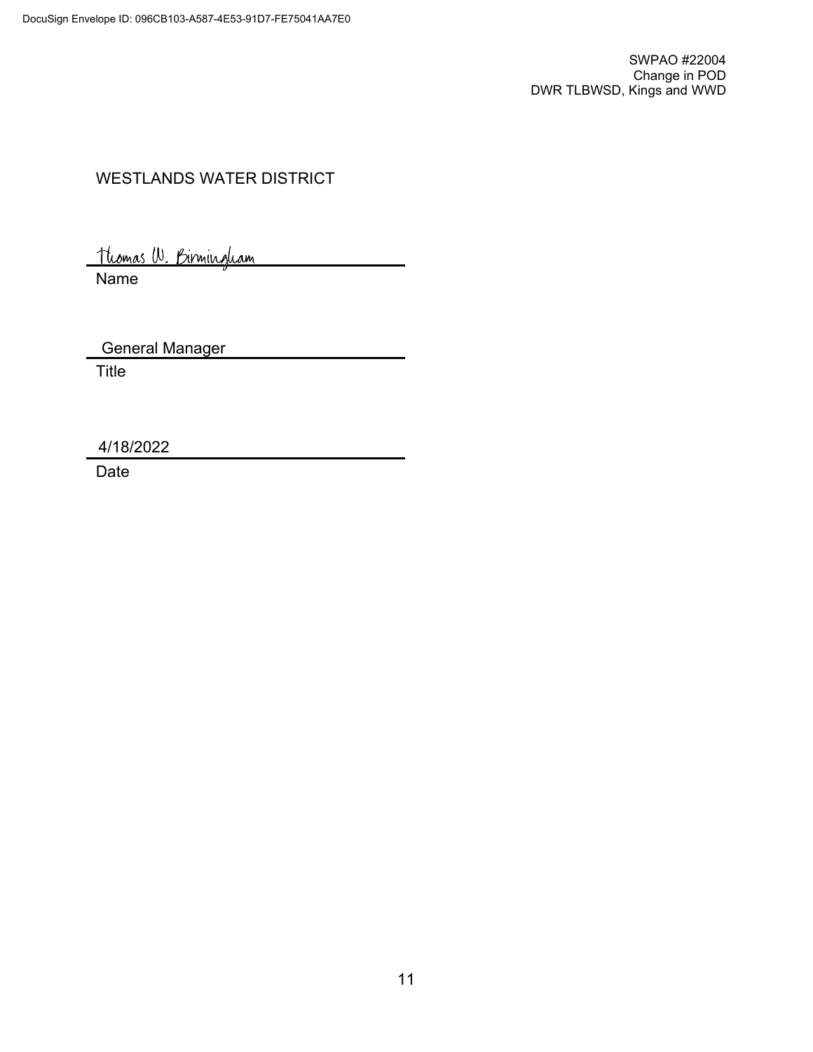SWPAO #22004
Change in POD
DWR TLBWSD, Kings and WWD

WESTLANDS WATER DISTRICT

Thomas W. Birmingham

Name

General Manager

Title

4/18/2022

Date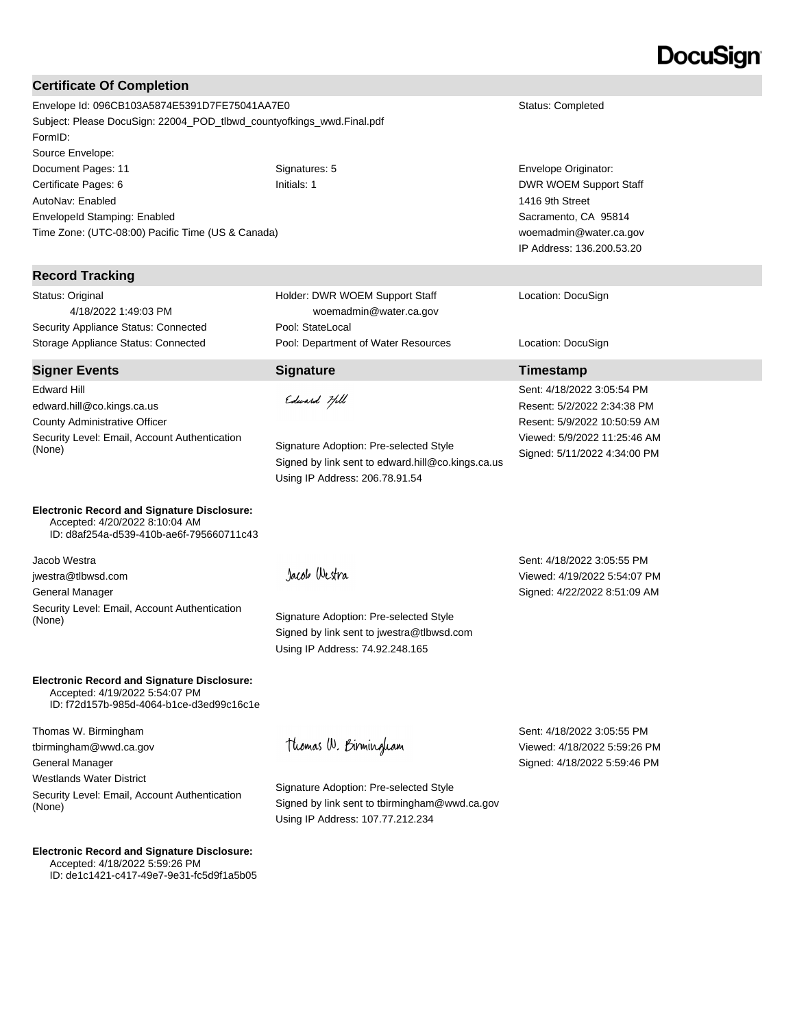DocuSign

## Certificate Of Completion

Envelope Id: 096CB103A5874E5391D7FE75041AA7E0 | Status: Completed

Subject: Please DocuSign: 22004_POD_tlbwd_countyofkings_wwd.Final.pdf

FormID:

Source Envelope:

| | | |
|---|---|---|
| Document Pages: 11 | Signatures: 5 | Envelope Originator: |
| Certificate Pages: 6 | Initials: 1 | DWR WOEM Support Staff |
| AutoNav: Enabled | | 1416 9th Street |
| EnvelopeId Stamping: Enabled | | Sacramento, CA 95814 |
| Time Zone: (UTC-08:00) Pacific Time (US & Canada) | | woemadmin@water.ca.gov |
| | | IP Address: 136.200.53.20 |

## Record Tracking

| | | |
|---|---|---|
| Status: Original<br>4/18/2022 1:49:03 PM | Holder: DWR WOEM Support Staff<br>woemadmin@water.ca.gov | Location: DocuSign |
| Security Appliance Status: Connected | Pool: StateLocal | |
| Storage Appliance Status: Connected | Pool: Department of Water Resources | Location: DocuSign |

## Signer Events

| Signer Events | Signature | Timestamp |
|---|---|---|
| Edward Hill<br>edward.hill@co.kings.ca.us<br>County Administrative Officer<br>Security Level: Email, Account Authentication (None) | Edward Hill<br>Signature Adoption: Pre-selected Style<br>Signed by link sent to edward.hill@co.kings.ca.us<br>Using IP Address: 206.78.91.54 | Sent: 4/18/2022 3:05:54 PM<br>Resent: 5/2/2022 2:34:38 PM<br>Resent: 5/9/2022 10:50:59 AM<br>Viewed: 5/9/2022 11:25:46 AM<br>Signed: 5/11/2022 4:34:00 PM |

**Electronic Record and Signature Disclosure:**
Accepted: 4/20/2022 8:10:04 AM
ID: d8af254a-d539-410b-ae6f-795660711c43

| Signer Events | Signature | Timestamp |
|---|---|---|
| Jacob Westra<br>jwestra@tlbwsd.com<br>General Manager<br>Security Level: Email, Account Authentication (None) | Jacob Westra<br>Signature Adoption: Pre-selected Style<br>Signed by link sent to jwestra@tlbwsd.com<br>Using IP Address: 74.92.248.165 | Sent: 4/18/2022 3:05:55 PM<br>Viewed: 4/19/2022 5:54:07 PM<br>Signed: 4/22/2022 8:51:09 AM |

**Electronic Record and Signature Disclosure:**
Accepted: 4/19/2022 5:54:07 PM
ID: f72d157b-985d-4064-b1ce-d3ed99c16c1e

| Signer Events | Signature | Timestamp |
|---|---|---|
| Thomas W. Birmingham<br>tbirmingham@wwd.ca.gov<br>General Manager<br>Westlands Water District<br>Security Level: Email, Account Authentication (None) | Thomas W. Birmingham<br>Signature Adoption: Pre-selected Style<br>Signed by link sent to tbirmingham@wwd.ca.gov<br>Using IP Address: 107.77.212.234 | Sent: 4/18/2022 3:05:55 PM<br>Viewed: 4/18/2022 5:59:26 PM<br>Signed: 4/18/2022 5:59:46 PM |

**Electronic Record and Signature Disclosure:**
Accepted: 4/18/2022 5:59:26 PM
ID: de1c1421-c417-49e7-9e31-fc5d9f1a5b05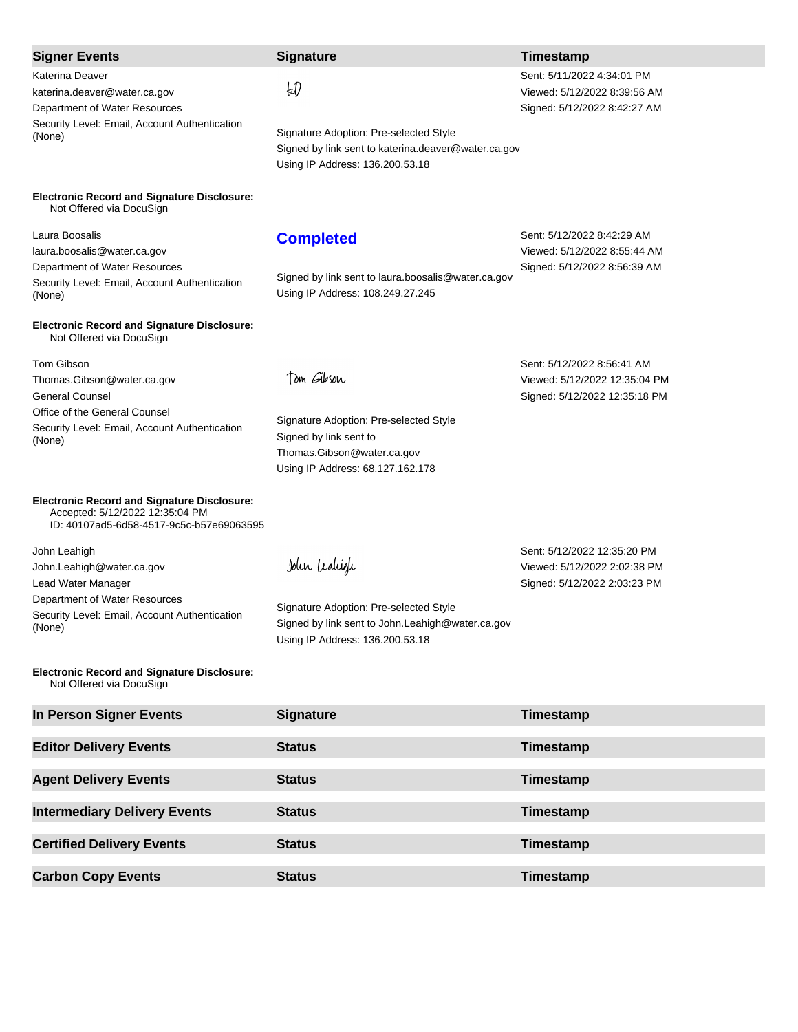| Signer Events | Signature | Timestamp |
|---|---|---|
| Katerina Deaver<br>katerina.deaver@water.ca.gov<br>Department of Water Resources<br>Security Level: Email, Account Authentication (None) | KD<br><br>Signature Adoption: Pre-selected Style<br>Signed by link sent to katerina.deaver@water.ca.gov<br>Using IP Address: 136.200.53.18 | Sent: 5/11/2022 4:34:01 PM<br>Viewed: 5/12/2022 8:39:56 AM<br>Signed: 5/12/2022 8:42:27 AM |
| **Electronic Record and Signature Disclosure:**<br>Not Offered via DocuSign | | |
| Laura Boosalis<br>laura.boosalis@water.ca.gov<br>Department of Water Resources<br>Security Level: Email, Account Authentication (None) | **Completed**<br><br>Signed by link sent to laura.boosalis@water.ca.gov<br>Using IP Address: 108.249.27.245 | Sent: 5/12/2022 8:42:29 AM<br>Viewed: 5/12/2022 8:55:44 AM<br>Signed: 5/12/2022 8:56:39 AM |
| **Electronic Record and Signature Disclosure:**<br>Not Offered via DocuSign | | |
| Tom Gibson<br>Thomas.Gibson@water.ca.gov<br>General Counsel<br>Office of the General Counsel<br>Security Level: Email, Account Authentication (None) | Tom Gibson<br><br>Signature Adoption: Pre-selected Style<br>Signed by link sent to Thomas.Gibson@water.ca.gov<br>Using IP Address: 68.127.162.178 | Sent: 5/12/2022 8:56:41 AM<br>Viewed: 5/12/2022 12:35:04 PM<br>Signed: 5/12/2022 12:35:18 PM |
| **Electronic Record and Signature Disclosure:**<br>Accepted: 5/12/2022 12:35:04 PM<br>ID: 40107ad5-6d58-4517-9c5c-b57e69063595 | | |
| John Leahigh<br>John.Leahigh@water.ca.gov<br>Lead Water Manager<br>Department of Water Resources<br>Security Level: Email, Account Authentication (None) | John Leahigh<br><br>Signature Adoption: Pre-selected Style<br>Signed by link sent to John.Leahigh@water.ca.gov<br>Using IP Address: 136.200.53.18 | Sent: 5/12/2022 12:35:20 PM<br>Viewed: 5/12/2022 2:02:38 PM<br>Signed: 5/12/2022 2:03:23 PM |
| **Electronic Record and Signature Disclosure:**<br>Not Offered via DocuSign | | |

| In Person Signer Events | Signature | Timestamp |
|---|---|---|

| Editor Delivery Events | Status | Timestamp |
|---|---|---|

| Agent Delivery Events | Status | Timestamp |
|---|---|---|

| Intermediary Delivery Events | Status | Timestamp |
|---|---|---|

| Certified Delivery Events | Status | Timestamp |
|---|---|---|

| Carbon Copy Events | Status | Timestamp |
|---|---|---|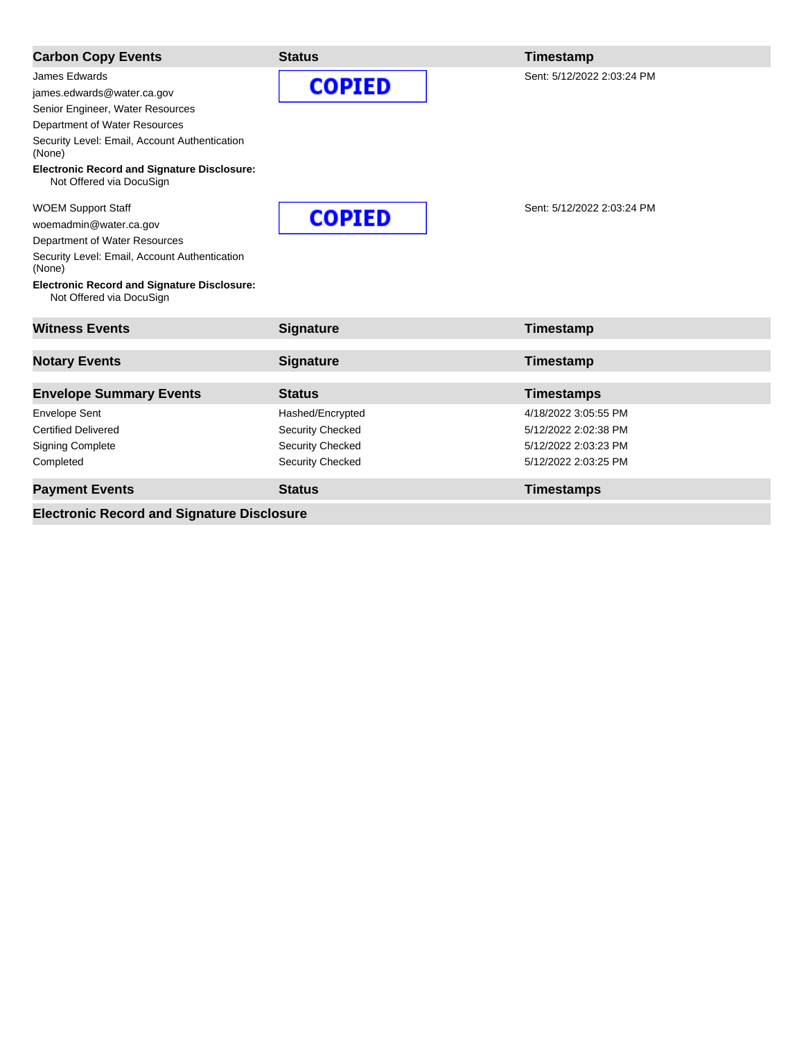| Carbon Copy Events | Status | Timestamp |
| --- | --- | --- |
| James Edwards<br>james.edwards@water.ca.gov<br>Senior Engineer, Water Resources<br>Department of Water Resources<br>Security Level: Email, Account Authentication (None)<br>**Electronic Record and Signature Disclosure:**<br>Not Offered via DocuSign | COPIED | Sent: 5/12/2022 2:03:24 PM |
| WOEM Support Staff<br>woemadmin@water.ca.gov<br>Department of Water Resources<br>Security Level: Email, Account Authentication (None)<br>**Electronic Record and Signature Disclosure:**<br>Not Offered via DocuSign | COPIED | Sent: 5/12/2022 2:03:24 PM |

| Witness Events | Signature | Timestamp |
| --- | --- | --- |

| Notary Events | Signature | Timestamp |
| --- | --- | --- |

| Envelope Summary Events | Status | Timestamps |
| --- | --- | --- |
| Envelope Sent | Hashed/Encrypted | 4/18/2022 3:05:55 PM |
| Certified Delivered | Security Checked | 5/12/2022 2:02:38 PM |
| Signing Complete | Security Checked | 5/12/2022 2:03:23 PM |
| Completed | Security Checked | 5/12/2022 2:03:25 PM |

| Payment Events | Status | Timestamps |
| --- | --- | --- |

**Electronic Record and Signature Disclosure**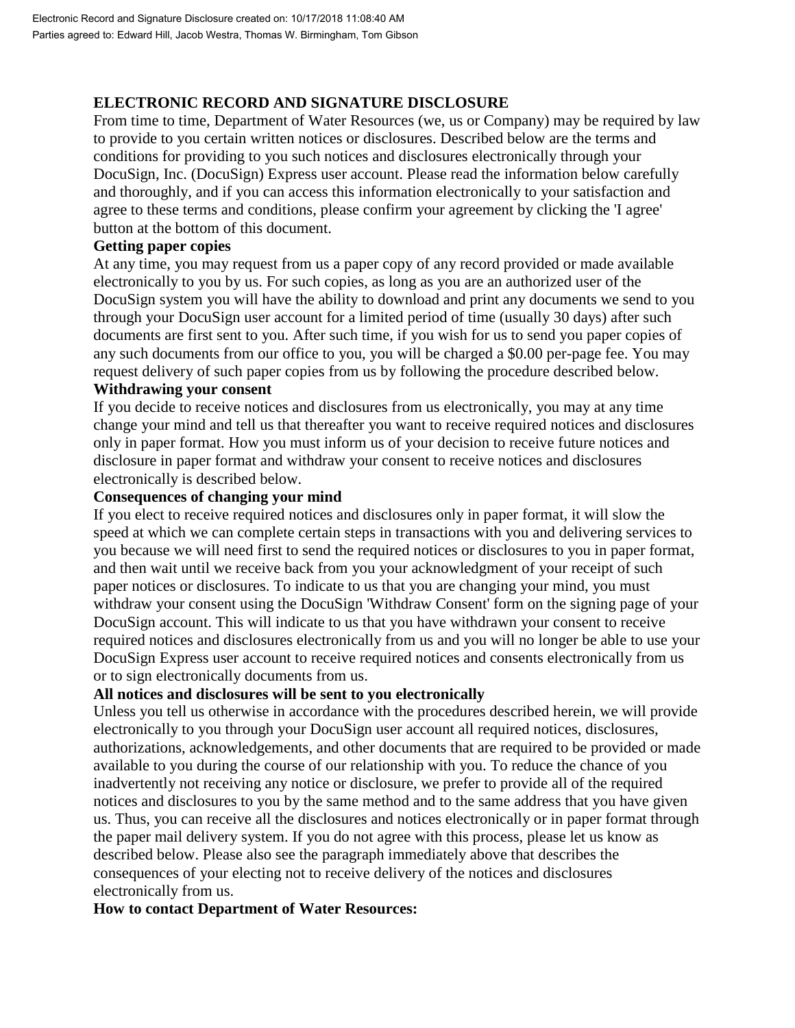Electronic Record and Signature Disclosure created on: 10/17/2018 11:08:40 AM
Parties agreed to: Edward Hill, Jacob Westra, Thomas W. Birmingham, Tom Gibson

## ELECTRONIC RECORD AND SIGNATURE DISCLOSURE

From time to time, Department of Water Resources (we, us or Company) may be required by law to provide to you certain written notices or disclosures. Described below are the terms and conditions for providing to you such notices and disclosures electronically through your DocuSign, Inc. (DocuSign) Express user account. Please read the information below carefully and thoroughly, and if you can access this information electronically to your satisfaction and agree to these terms and conditions, please confirm your agreement by clicking the 'I agree' button at the bottom of this document.

**Getting paper copies**

At any time, you may request from us a paper copy of any record provided or made available electronically to you by us. For such copies, as long as you are an authorized user of the DocuSign system you will have the ability to download and print any documents we send to you through your DocuSign user account for a limited period of time (usually 30 days) after such documents are first sent to you. After such time, if you wish for us to send you paper copies of any such documents from our office to you, you will be charged a $0.00 per-page fee. You may request delivery of such paper copies from us by following the procedure described below.

**Withdrawing your consent**

If you decide to receive notices and disclosures from us electronically, you may at any time change your mind and tell us that thereafter you want to receive required notices and disclosures only in paper format. How you must inform us of your decision to receive future notices and disclosure in paper format and withdraw your consent to receive notices and disclosures electronically is described below.

**Consequences of changing your mind**

If you elect to receive required notices and disclosures only in paper format, it will slow the speed at which we can complete certain steps in transactions with you and delivering services to you because we will need first to send the required notices or disclosures to you in paper format, and then wait until we receive back from you your acknowledgment of your receipt of such paper notices or disclosures. To indicate to us that you are changing your mind, you must withdraw your consent using the DocuSign 'Withdraw Consent' form on the signing page of your DocuSign account. This will indicate to us that you have withdrawn your consent to receive required notices and disclosures electronically from us and you will no longer be able to use your DocuSign Express user account to receive required notices and consents electronically from us or to sign electronically documents from us.

**All notices and disclosures will be sent to you electronically**

Unless you tell us otherwise in accordance with the procedures described herein, we will provide electronically to you through your DocuSign user account all required notices, disclosures, authorizations, acknowledgements, and other documents that are required to be provided or made available to you during the course of our relationship with you. To reduce the chance of you inadvertently not receiving any notice or disclosure, we prefer to provide all of the required notices and disclosures to you by the same method and to the same address that you have given us. Thus, you can receive all the disclosures and notices electronically or in paper format through the paper mail delivery system. If you do not agree with this process, please let us know as described below. Please also see the paragraph immediately above that describes the consequences of your electing not to receive delivery of the notices and disclosures electronically from us.

**How to contact Department of Water Resources:**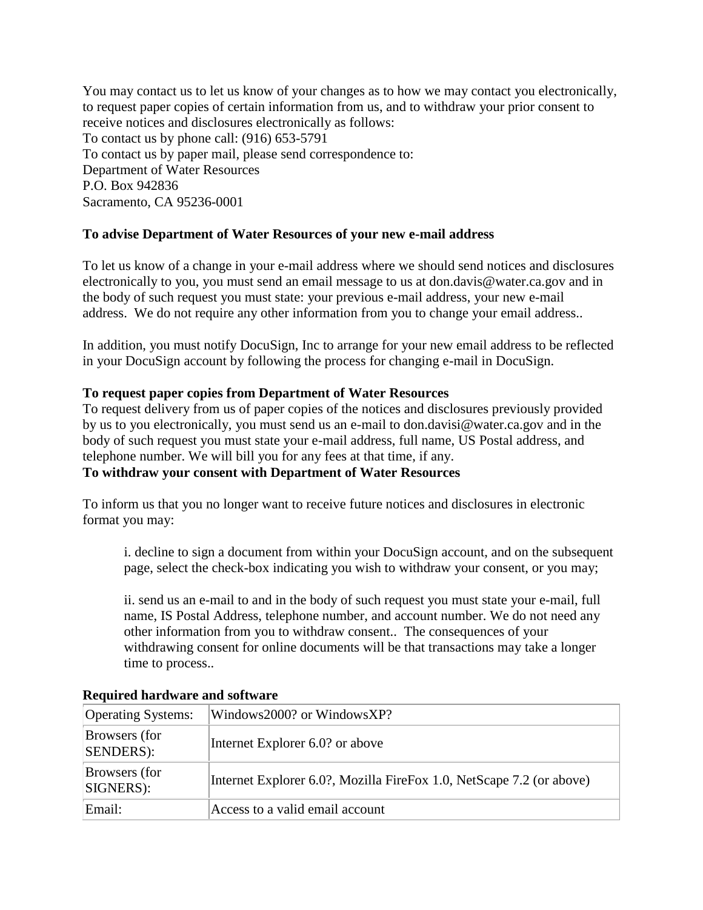You may contact us to let us know of your changes as to how we may contact you electronically, to request paper copies of certain information from us, and to withdraw your prior consent to receive notices and disclosures electronically as follows:
To contact us by phone call: (916) 653-5791
To contact us by paper mail, please send correspondence to:
Department of Water Resources
P.O. Box 942836
Sacramento, CA 95236-0001

**To advise Department of Water Resources of your new e-mail address**

To let us know of a change in your e-mail address where we should send notices and disclosures electronically to you, you must send an email message to us at don.davis@water.ca.gov and in the body of such request you must state: your previous e-mail address, your new e-mail address. We do not require any other information from you to change your email address..

In addition, you must notify DocuSign, Inc to arrange for your new email address to be reflected in your DocuSign account by following the process for changing e-mail in DocuSign.

**To request paper copies from Department of Water Resources**
To request delivery from us of paper copies of the notices and disclosures previously provided by us to you electronically, you must send us an e-mail to don.davisi@water.ca.gov and in the body of such request you must state your e-mail address, full name, US Postal address, and telephone number. We will bill you for any fees at that time, if any.
**To withdraw your consent with Department of Water Resources**

To inform us that you no longer want to receive future notices and disclosures in electronic format you may:

> i. decline to sign a document from within your DocuSign account, and on the subsequent page, select the check-box indicating you wish to withdraw your consent, or you may;
>
> ii. send us an e-mail to and in the body of such request you must state your e-mail, full name, IS Postal Address, telephone number, and account number. We do not need any other information from you to withdraw consent.. The consequences of your withdrawing consent for online documents will be that transactions may take a longer time to process..

**Required hardware and software**

| | |
|---|---|
| Operating Systems: | Windows2000? or WindowsXP? |
| Browsers (for SENDERS): | Internet Explorer 6.0? or above |
| Browsers (for SIGNERS): | Internet Explorer 6.0?, Mozilla FireFox 1.0, NetScape 7.2 (or above) |
| Email: | Access to a valid email account |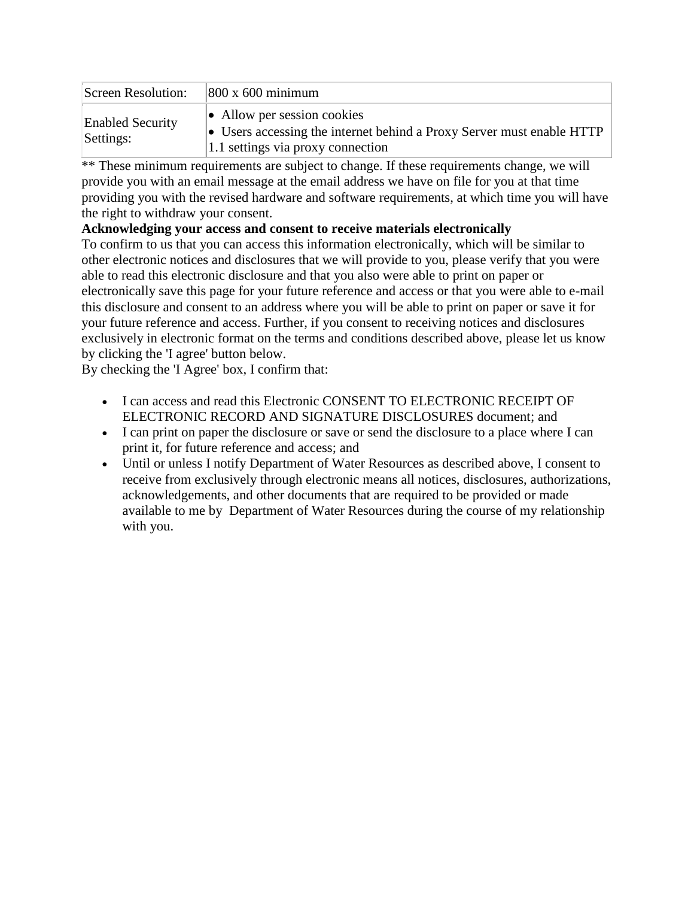| | |
|---|---|
| Screen Resolution: | 800 x 600 minimum |
| Enabled Security Settings: | • Allow per session cookies<br>• Users accessing the internet behind a Proxy Server must enable HTTP 1.1 settings via proxy connection |

** These minimum requirements are subject to change. If these requirements change, we will provide you with an email message at the email address we have on file for you at that time providing you with the revised hardware and software requirements, at which time you will have the right to withdraw your consent.

**Acknowledging your access and consent to receive materials electronically**

To confirm to us that you can access this information electronically, which will be similar to other electronic notices and disclosures that we will provide to you, please verify that you were able to read this electronic disclosure and that you also were able to print on paper or electronically save this page for your future reference and access or that you were able to e-mail this disclosure and consent to an address where you will be able to print on paper or save it for your future reference and access. Further, if you consent to receiving notices and disclosures exclusively in electronic format on the terms and conditions described above, please let us know by clicking the 'I agree' button below.

By checking the 'I Agree' box, I confirm that:

- I can access and read this Electronic CONSENT TO ELECTRONIC RECEIPT OF ELECTRONIC RECORD AND SIGNATURE DISCLOSURES document; and
- I can print on paper the disclosure or save or send the disclosure to a place where I can print it, for future reference and access; and
- Until or unless I notify Department of Water Resources as described above, I consent to receive from exclusively through electronic means all notices, disclosures, authorizations, acknowledgements, and other documents that are required to be provided or made available to me by Department of Water Resources during the course of my relationship with you.